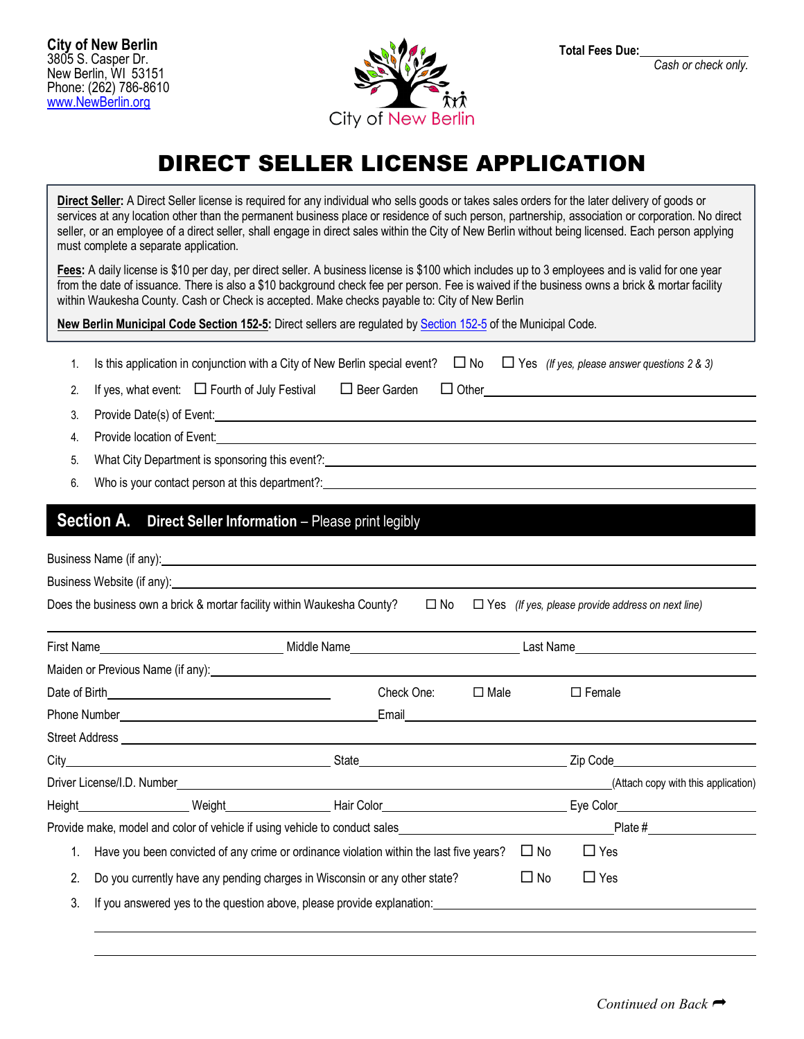**City of New Berlin**
3805 S. Casper Dr.
New Berlin, WI 53151
Phone: (262) 786-8610
www.NewBerlin.org

City of New Berlin

**Total Fees Due:** ________________
*Cash or check only.*

# DIRECT SELLER LICENSE APPLICATION

**Direct Seller:** A Direct Seller license is required for any individual who sells goods or takes sales orders for the later delivery of goods or services at any location other than the permanent business place or residence of such person, partnership, association or corporation. No direct seller, or an employee of a direct seller, shall engage in direct sales within the City of New Berlin without being licensed. Each person applying must complete a separate application.

**Fees:** A daily license is $10 per day, per direct seller. A business license is $100 which includes up to 3 employees and is valid for one year from the date of issuance. There is also a $10 background check fee per person. Fee is waived if the business owns a brick & mortar facility within Waukesha County. Cash or Check is accepted. Make checks payable to: City of New Berlin

**New Berlin Municipal Code Section 152-5:** Direct sellers are regulated by Section 152-5 of the Municipal Code.

1. Is this application in conjunction with a City of New Berlin special event? ☐ No ☐ Yes *(If yes, please answer questions 2 & 3)*
2. If yes, what event: ☐ Fourth of July Festival ☐ Beer Garden ☐ Other________________
3. Provide Date(s) of Event:________________
4. Provide location of Event:________________
5. What City Department is sponsoring this event?:________________
6. Who is your contact person at this department?:________________

## Section A. Direct Seller Information – Please print legibly

Business Name (if any):________________

Business Website (if any):________________

Does the business own a brick & mortar facility within Waukesha County? ☐ No ☐ Yes *(If yes, please provide address on next line)*

________________

First Name________________ Middle Name________________ Last Name________________

Maiden or Previous Name (if any):________________

Date of Birth________________ Check One: ☐ Male ☐ Female

Phone Number________________ Email________________

Street Address________________

City________________ State________________ Zip Code________________

Driver License/I.D. Number________________ (Attach copy with this application)

Height__________ Weight__________ Hair Color__________ Eye Color__________

Provide make, model and color of vehicle if using vehicle to conduct sales________________ Plate #__________

1. Have you been convicted of any crime or ordinance violation within the last five years? ☐ No ☐ Yes
2. Do you currently have any pending charges in Wisconsin or any other state? ☐ No ☐ Yes
3. If you answered yes to the question above, please provide explanation:________________

________________

________________

*Continued on Back* ➦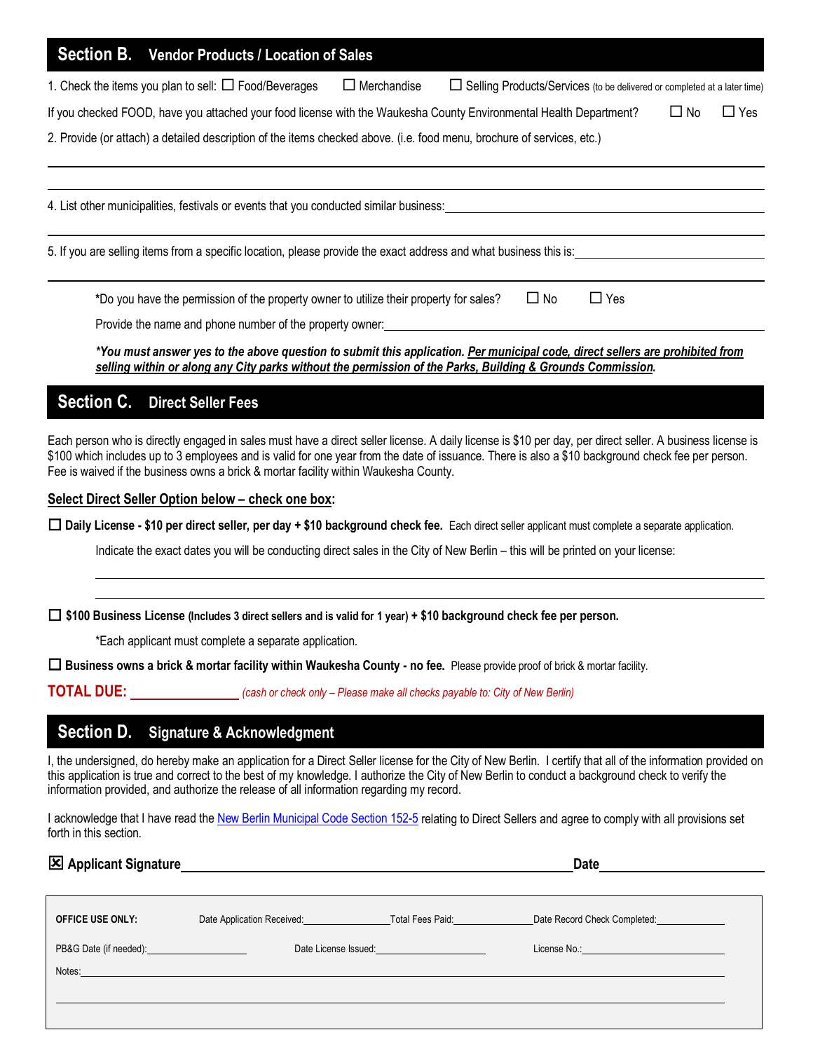## Section B. Vendor Products / Location of Sales

1. Check the items you plan to sell: ☐ Food/Beverages ☐ Merchandise ☐ Selling Products/Services (to be delivered or completed at a later time)

If you checked FOOD, have you attached your food license with the Waukesha County Environmental Health Department? ☐ No ☐ Yes

2. Provide (or attach) a detailed description of the items checked above. (i.e. food menu, brochure of services, etc.)

_______________________________________________

_______________________________________________

4. List other municipalities, festivals or events that you conducted similar business: _______________________________________________

_______________________________________________

5. If you are selling items from a specific location, please provide the exact address and what business this is: _______________________________________________

_______________________________________________

\*Do you have the permission of the property owner to utilize their property for sales? ☐ No ☐ Yes

Provide the name and phone number of the property owner: _______________________________________________

***\*You must answer yes to the above question to submit this application.** <u>Per municipal code, direct sellers are prohibited from selling within or along any City parks without the permission of the Parks, Building & Grounds Commission</u>.*

## Section C. Direct Seller Fees

Each person who is directly engaged in sales must have a direct seller license. A daily license is $10 per day, per direct seller. A business license is $100 which includes up to 3 employees and is valid for one year from the date of issuance. There is also a $10 background check fee per person. Fee is waived if the business owns a brick & mortar facility within Waukesha County.

**<u>Select Direct Seller Option below – check one box</u>:**

☐ **Daily License - $10 per direct seller, per day + $10 background check fee.** Each direct seller applicant must complete a separate application.

Indicate the exact dates you will be conducting direct sales in the City of New Berlin – this will be printed on your license:

_______________________________________________

_______________________________________________

☐ **$100 Business License** (Includes 3 direct sellers and is valid for 1 year) **+ $10 background check fee per person.**

\*Each applicant must complete a separate application.

☐ **Business owns a brick & mortar facility within Waukesha County - no fee.** Please provide proof of brick & mortar facility.

**TOTAL DUE:** _______________ *(cash or check only – Please make all checks payable to: City of New Berlin)*

## Section D. Signature & Acknowledgment

I, the undersigned, do hereby make an application for a Direct Seller license for the City of New Berlin. I certify that all of the information provided on this application is true and correct to the best of my knowledge. I authorize the City of New Berlin to conduct a background check to verify the information provided, and authorize the release of all information regarding my record.

I acknowledge that I have read the New Berlin Municipal Code Section 152-5 relating to Direct Sellers and agree to comply with all provisions set forth in this section.

☒ **Applicant Signature** _______________________________________________ **Date** _______________

**OFFICE USE ONLY:** Date Application Received: _______________ Total Fees Paid: _______________ Date Record Check Completed: _______________

PB&G Date (if needed): _______________ Date License Issued: _______________ License No.: _______________

Notes: _______________________________________________

_______________________________________________